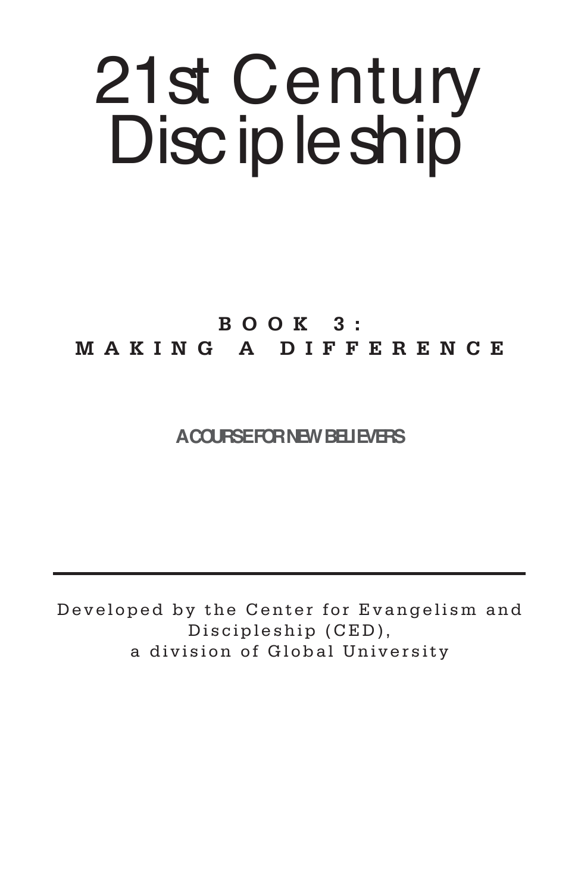# 21st Century Discipleship

## BOOK 3: MAKING A DIFFERENCE

**A COURSE FOR NEW BELIEVERS**

---

Developed by the Center for Evangelism and Discipleship (CED), a division of Global University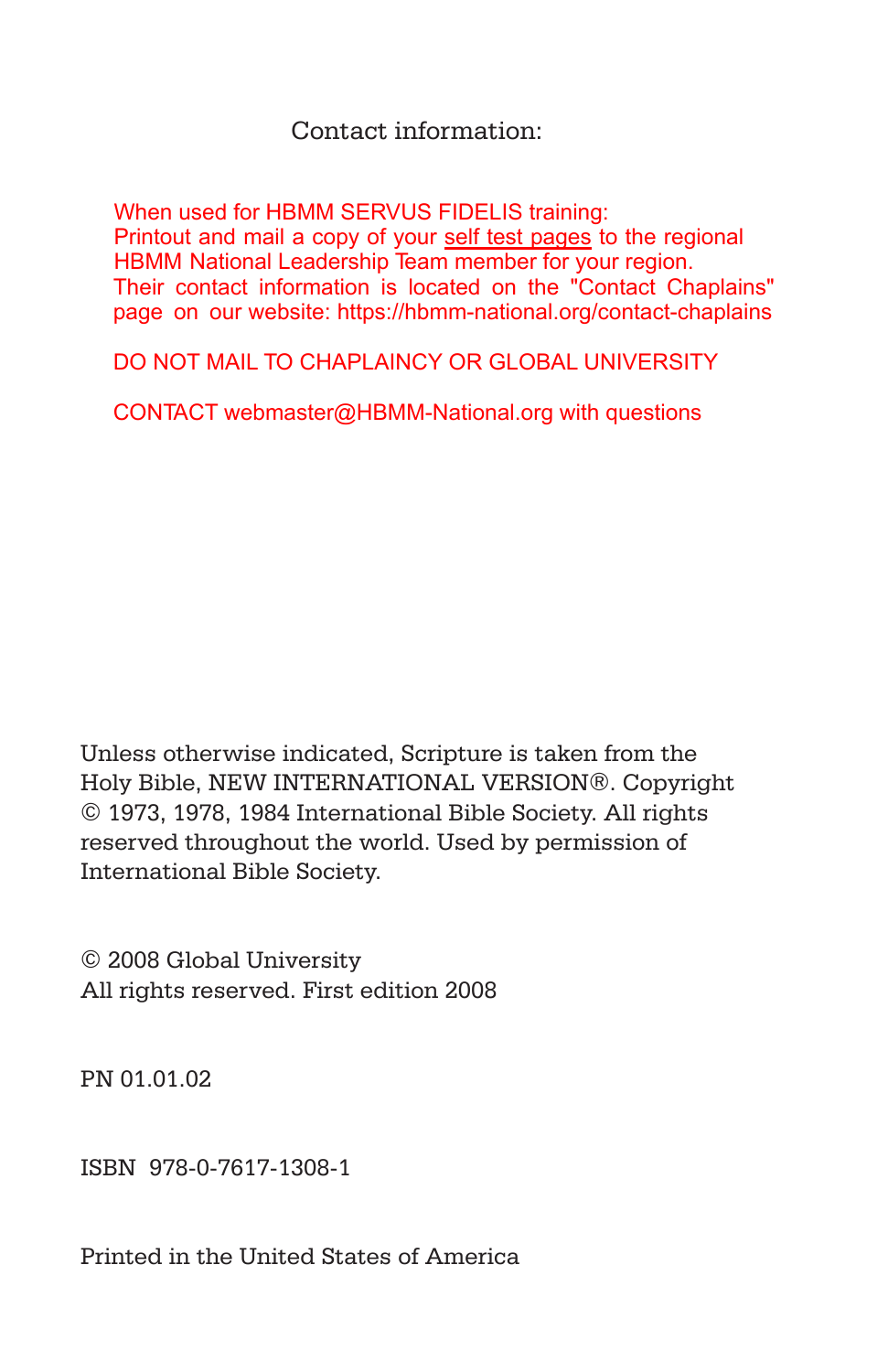Contact information:

When used for HBMM SERVUS FIDELIS training:
Printout and mail a copy of your self test pages to the regional HBMM National Leadership Team member for your region. Their contact information is located on the "Contact Chaplains" page on our website: https://hbmm-national.org/contact-chaplains

DO NOT MAIL TO CHAPLAINCY OR GLOBAL UNIVERSITY

CONTACT webmaster@HBMM-National.org with questions

Unless otherwise indicated, Scripture is taken from the Holy Bible, NEW INTERNATIONAL VERSION®. Copyright © 1973, 1978, 1984 International Bible Society. All rights reserved throughout the world. Used by permission of International Bible Society.

© 2008 Global University
All rights reserved. First edition 2008

PN 01.01.02

ISBN 978-0-7617-1308-1

Printed in the United States of America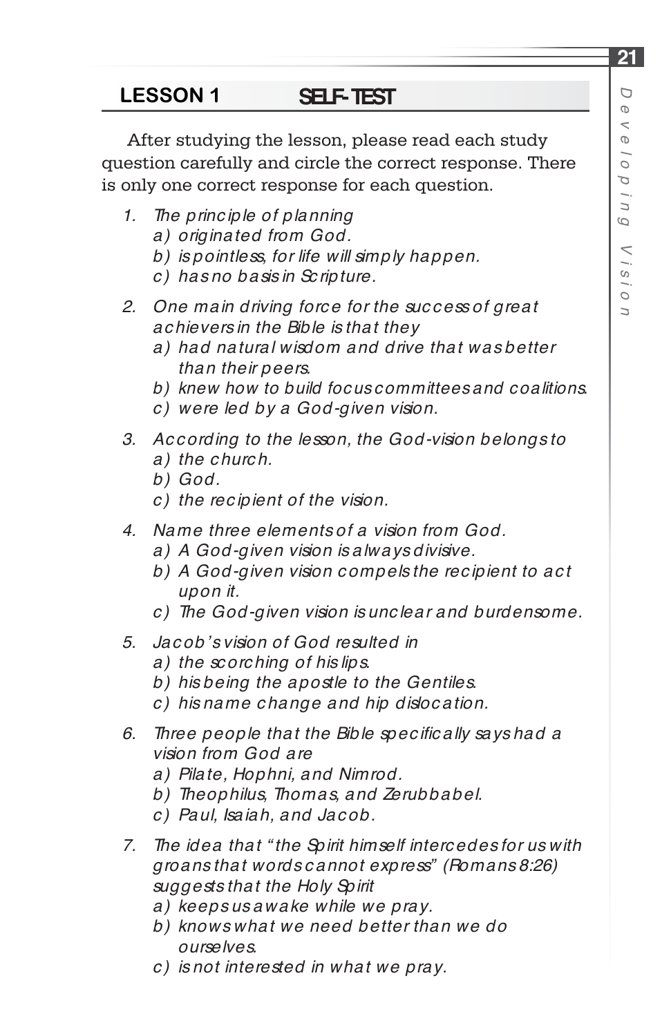## LESSON 1 SELF-TEST

After studying the lesson, please read each study question carefully and circle the correct response. There is only one correct response for each question.

1. *The principle of planning*
   *a) originated from God.*
   *b) is pointless, for life will simply happen.*
   *c) has no basis in Scripture.*

2. *One main driving force for the success of great achievers in the Bible is that they*
   *a) had natural wisdom and drive that was better than their peers.*
   *b) knew how to build focus committees and coalitions.*
   *c) were led by a God-given vision.*

3. *According to the lesson, the God-vision belongs to*
   *a) the church.*
   *b) God.*
   *c) the recipient of the vision.*

4. *Name three elements of a vision from God.*
   *a) A God-given vision is always divisive.*
   *b) A God-given vision compels the recipient to act upon it.*
   *c) The God-given vision is unclear and burdensome.*

5. *Jacob's vision of God resulted in*
   *a) the scorching of his lips.*
   *b) his being the apostle to the Gentiles.*
   *c) his name change and hip dislocation.*

6. *Three people that the Bible specifically says had a vision from God are*
   *a) Pilate, Hophni, and Nimrod.*
   *b) Theophilus, Thomas, and Zerubbabel.*
   *c) Paul, Isaiah, and Jacob.*

7. *The idea that "the Spirit himself intercedes for us with groans that words cannot express" (Romans 8:26) suggests that the Holy Spirit*
   *a) keeps us awake while we pray.*
   *b) knows what we need better than we do ourselves.*
   *c) is not interested in what we pray.*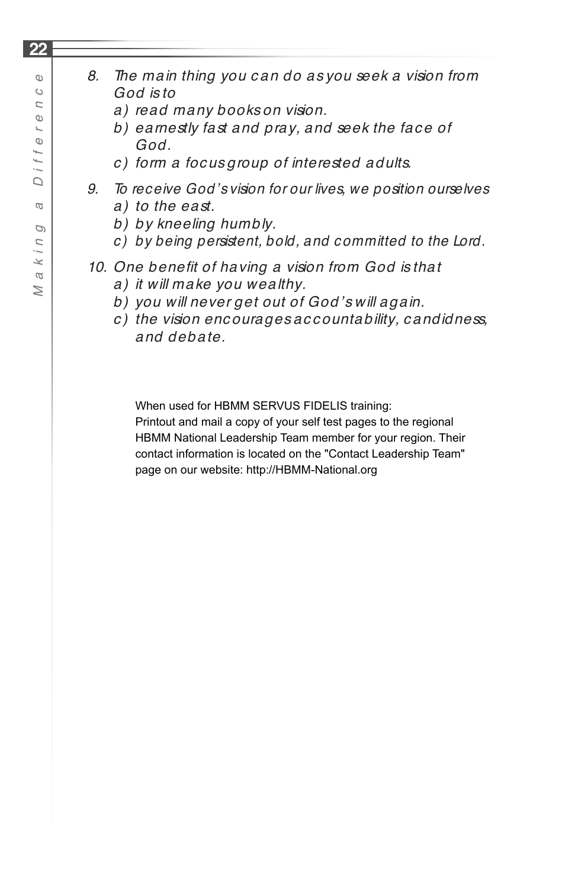8. *The main thing you can do as you seek a vision from God is to*
   *a) read many books on vision.*
   *b) earnestly fast and pray, and seek the face of God.*
   *c) form a focus group of interested adults.*

9. *To receive God's vision for our lives, we position ourselves*
   *a) to the east.*
   *b) by kneeling humbly.*
   *c) by being persistent, bold, and committed to the Lord.*

10. *One benefit of having a vision from God is that*
    *a) it will make you wealthy.*
    *b) you will never get out of God's will again.*
    *c) the vision encourages accountability, candidness, and debate.*

When used for HBMM SERVUS FIDELIS training:
Printout and mail a copy of your self test pages to the regional HBMM National Leadership Team member for your region. Their contact information is located on the "Contact Leadership Team" page on our website: http://HBMM-National.org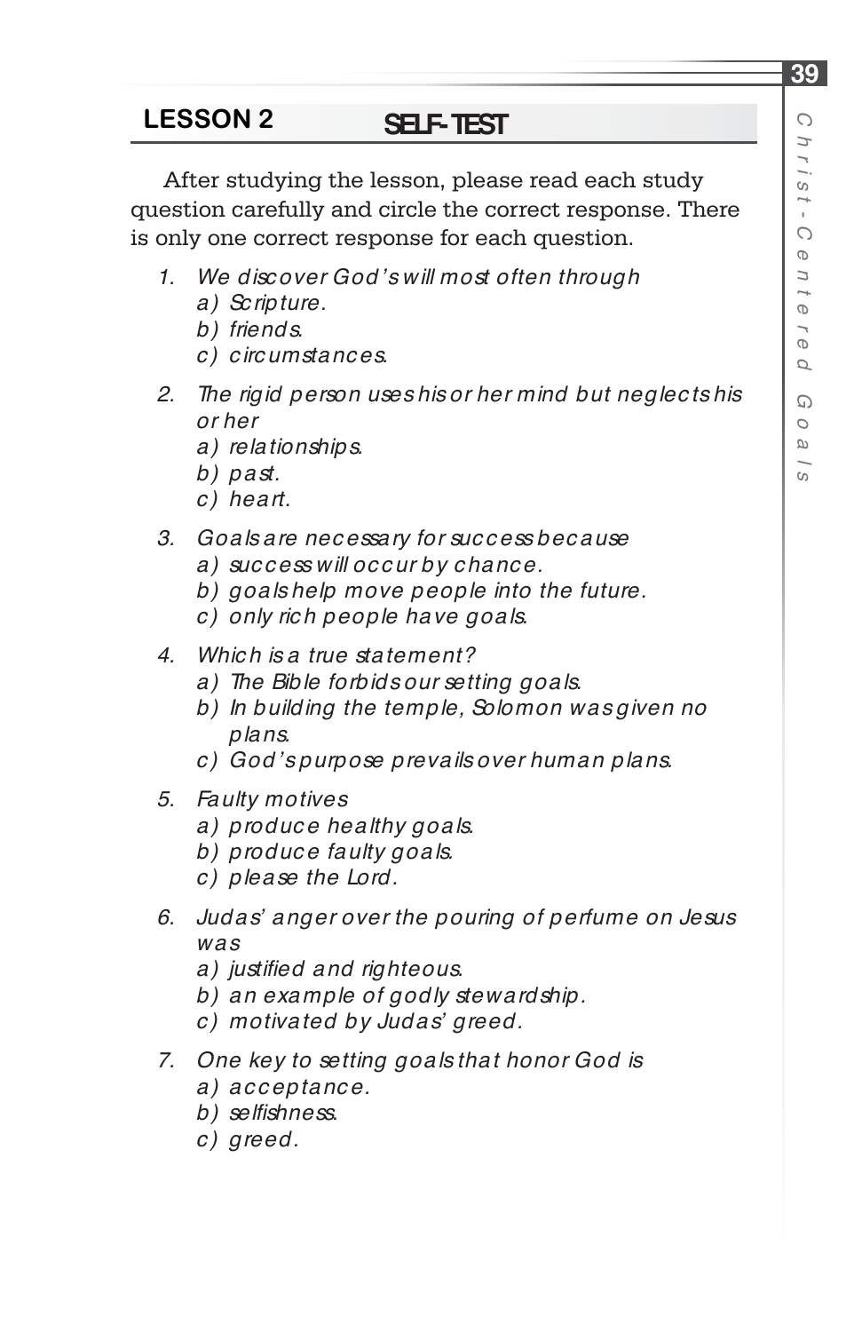## LESSON 2 SELF-TEST

After studying the lesson, please read each study question carefully and circle the correct response. There is only one correct response for each question.

1. *We discover God's will most often through*
   *a) Scripture.*
   *b) friends.*
   *c) circumstances.*

2. *The rigid person uses his or her mind but neglects his or her*
   *a) relationships.*
   *b) past.*
   *c) heart.*

3. *Goals are necessary for success because*
   *a) success will occur by chance.*
   *b) goals help move people into the future.*
   *c) only rich people have goals.*

4. *Which is a true statement?*
   *a) The Bible forbids our setting goals.*
   *b) In building the temple, Solomon was given no plans.*
   *c) God's purpose prevails over human plans.*

5. *Faulty motives*
   *a) produce healthy goals.*
   *b) produce faulty goals.*
   *c) please the Lord.*

6. *Judas' anger over the pouring of perfume on Jesus was*
   *a) justified and righteous.*
   *b) an example of godly stewardship.*
   *c) motivated by Judas' greed.*

7. *One key to setting goals that honor God is*
   *a) acceptance.*
   *b) selfishness.*
   *c) greed.*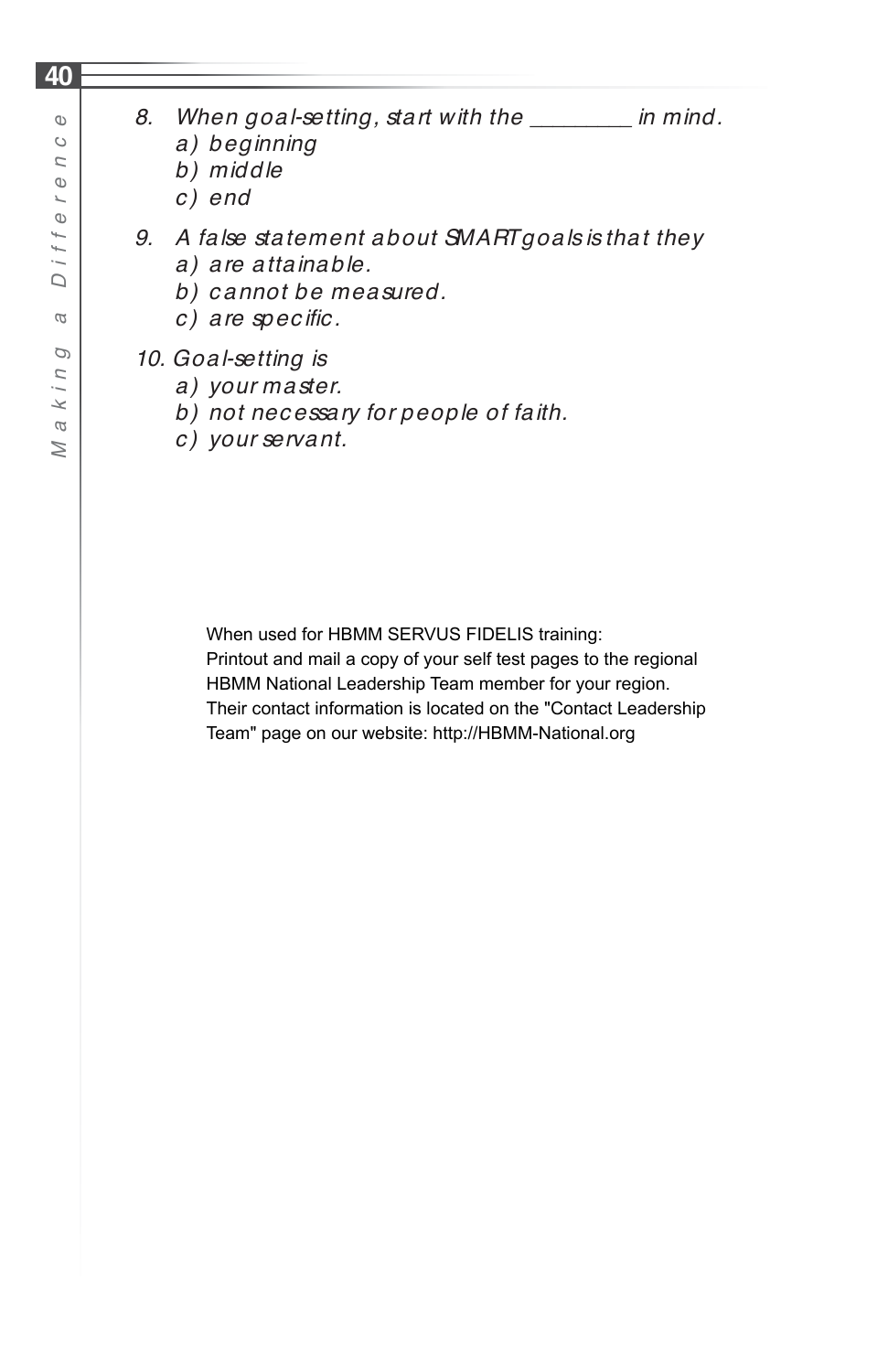8. When goal-setting, start with the ________ in mind.
   a) beginning
   b) middle
   c) end

9. A false statement about SMART goals is that they
   a) are attainable.
   b) cannot be measured.
   c) are specific.

10. Goal-setting is
    a) your master.
    b) not necessary for people of faith.
    c) your servant.

When used for HBMM SERVUS FIDELIS training:
Printout and mail a copy of your self test pages to the regional HBMM National Leadership Team member for your region. Their contact information is located on the "Contact Leadership Team" page on our website: http://HBMM-National.org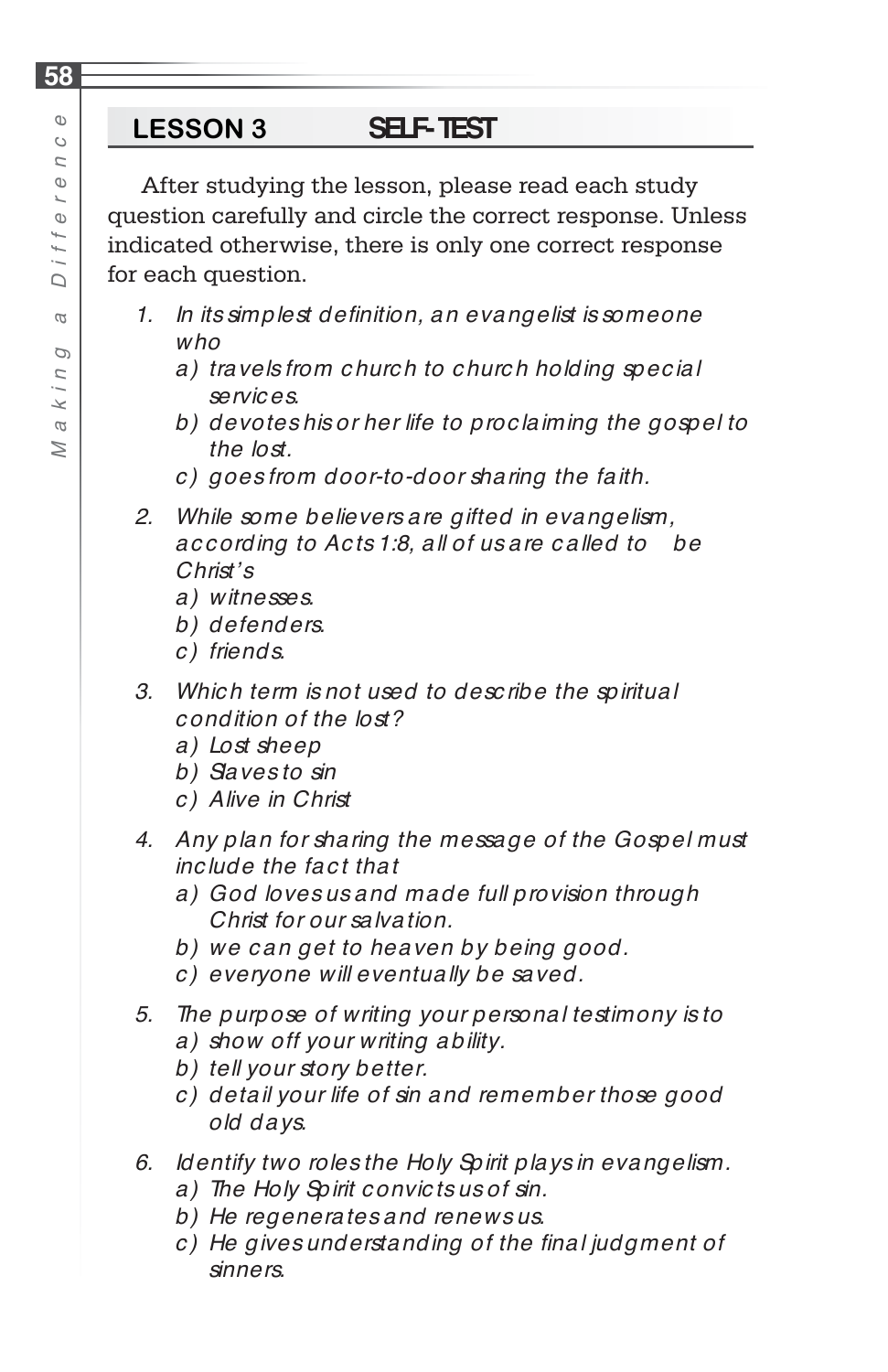## LESSON 3 SELF-TEST

After studying the lesson, please read each study question carefully and circle the correct response. Unless indicated otherwise, there is only one correct response for each question.

1. *In its simplest definition, an evangelist is someone who*
   - *a) travels from church to church holding special services.*
   - *b) devotes his or her life to proclaiming the gospel to the lost.*
   - *c) goes from door-to-door sharing the faith.*

2. *While some believers are gifted in evangelism, according to Acts 1:8, all of us are called to be Christ's*
   - *a) witnesses.*
   - *b) defenders.*
   - *c) friends.*

3. *Which term is not used to describe the spiritual condition of the lost?*
   - *a) Lost sheep*
   - *b) Slaves to sin*
   - *c) Alive in Christ*

4. *Any plan for sharing the message of the Gospel must include the fact that*
   - *a) God loves us and made full provision through Christ for our salvation.*
   - *b) we can get to heaven by being good.*
   - *c) everyone will eventually be saved.*

5. *The purpose of writing your personal testimony is to*
   - *a) show off your writing ability.*
   - *b) tell your story better.*
   - *c) detail your life of sin and remember those good old days.*

6. *Identify two roles the Holy Spirit plays in evangelism.*
   - *a) The Holy Spirit convicts us of sin.*
   - *b) He regenerates and renews us.*
   - *c) He gives understanding of the final judgment of sinners.*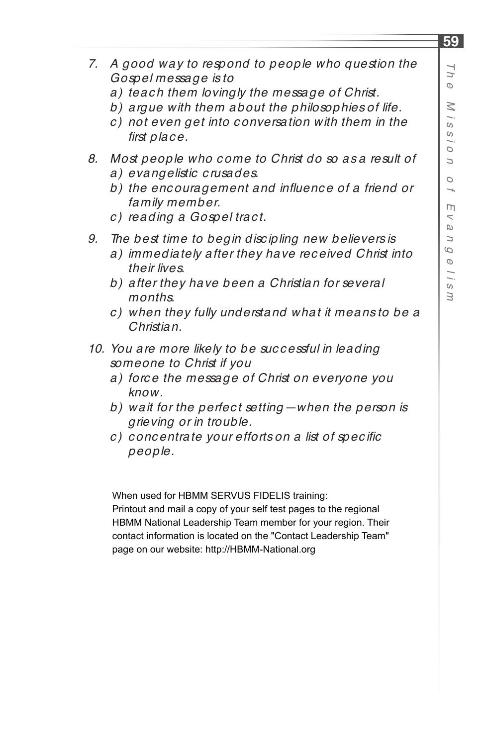7. *A good way to respond to people who question the Gospel message is to*
   a) *teach them lovingly the message of Christ.*
   b) *argue with them about the philosophies of life.*
   c) *not even get into conversation with them in the first place.*

8. *Most people who come to Christ do so as a result of*
   a) *evangelistic crusades.*
   b) *the encouragement and influence of a friend or family member.*
   c) *reading a Gospel tract.*

9. *The best time to begin discipling new believers is*
   a) *immediately after they have received Christ into their lives.*
   b) *after they have been a Christian for several months.*
   c) *when they fully understand what it means to be a Christian.*

10. *You are more likely to be successful in leading someone to Christ if you*
    a) *force the message of Christ on everyone you know.*
    b) *wait for the perfect setting—when the person is grieving or in trouble.*
    c) *concentrate your efforts on a list of specific people.*

When used for HBMM SERVUS FIDELIS training:
Printout and mail a copy of your self test pages to the regional HBMM National Leadership Team member for your region. Their contact information is located on the "Contact Leadership Team" page on our website: http://HBMM-National.org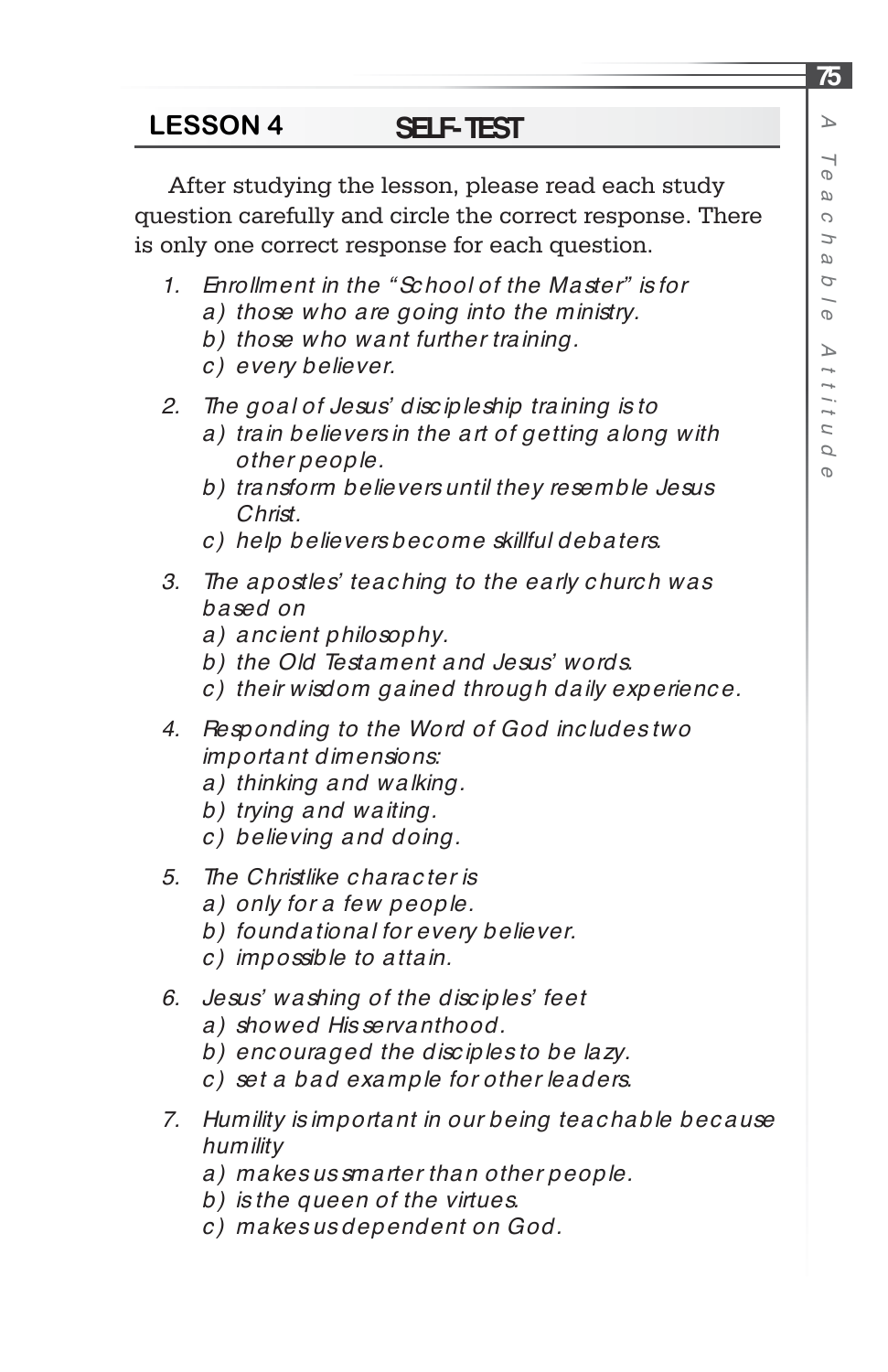## LESSON 4 SELF-TEST

After studying the lesson, please read each study question carefully and circle the correct response. There is only one correct response for each question.

1. *Enrollment in the "School of the Master" is for*
   a) *those who are going into the ministry.*
   b) *those who want further training.*
   c) *every believer.*

2. *The goal of Jesus' discipleship training is to*
   a) *train believers in the art of getting along with other people.*
   b) *transform believers until they resemble Jesus Christ.*
   c) *help believers become skillful debaters.*

3. *The apostles' teaching to the early church was based on*
   a) *ancient philosophy.*
   b) *the Old Testament and Jesus' words.*
   c) *their wisdom gained through daily experience.*

4. *Responding to the Word of God includes two important dimensions:*
   a) *thinking and walking.*
   b) *trying and waiting.*
   c) *believing and doing.*

5. *The Christlike character is*
   a) *only for a few people.*
   b) *foundational for every believer.*
   c) *impossible to attain.*

6. *Jesus' washing of the disciples' feet*
   a) *showed His servanthood.*
   b) *encouraged the disciples to be lazy.*
   c) *set a bad example for other leaders.*

7. *Humility is important in our being teachable because humility*
   a) *makes us smarter than other people.*
   b) *is the queen of the virtues.*
   c) *makes us dependent on God.*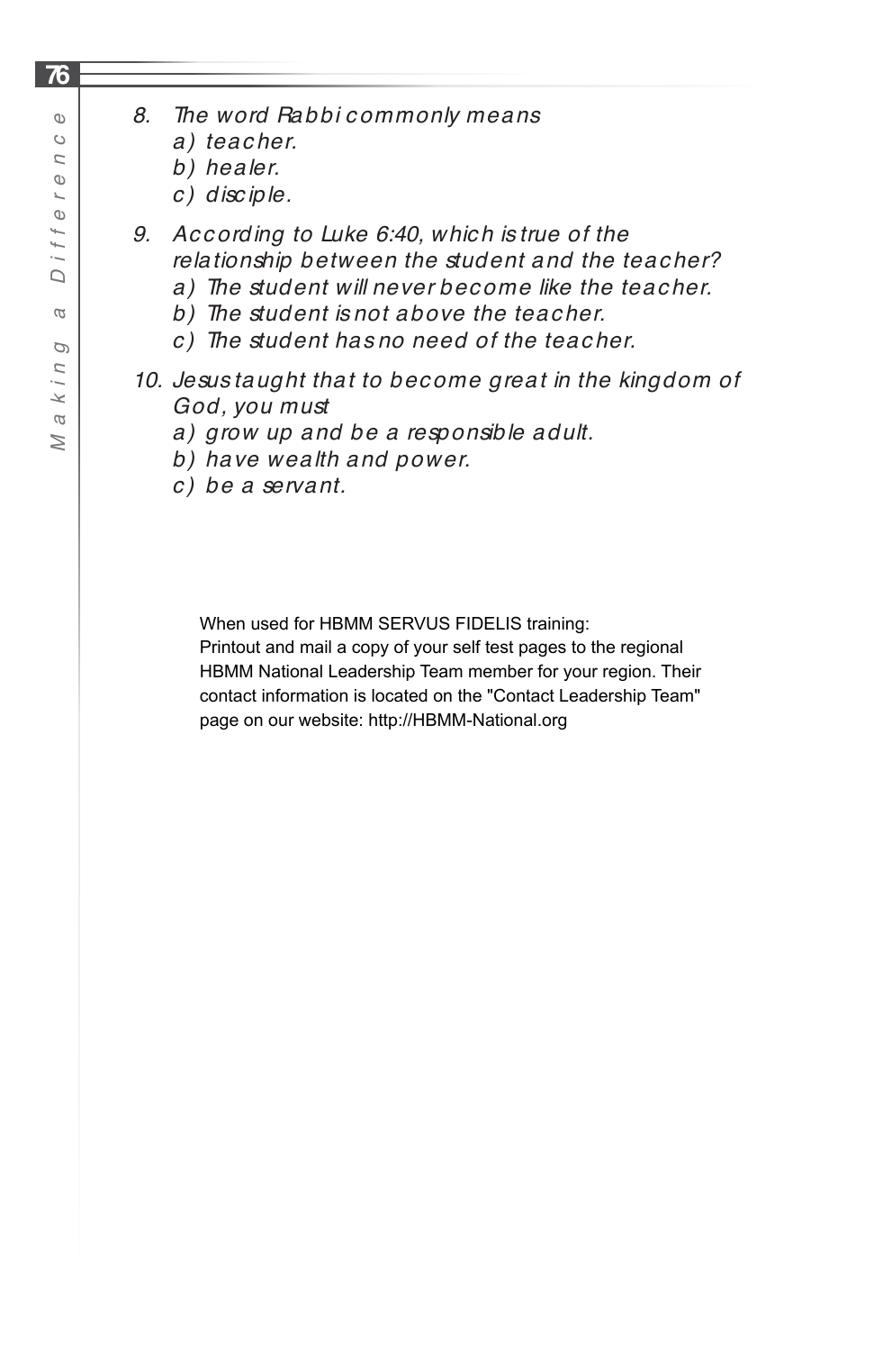8. The word Rabbi commonly means
   a) teacher.
   b) healer.
   c) disciple.

9. According to Luke 6:40, which is true of the relationship between the student and the teacher?
   a) The student will never become like the teacher.
   b) The student is not above the teacher.
   c) The student has no need of the teacher.

10. Jesus taught that to become great in the kingdom of God, you must
    a) grow up and be a responsible adult.
    b) have wealth and power.
    c) be a servant.

When used for HBMM SERVUS FIDELIS training:
Printout and mail a copy of your self test pages to the regional HBMM National Leadership Team member for your region. Their contact information is located on the "Contact Leadership Team" page on our website: http://HBMM-National.org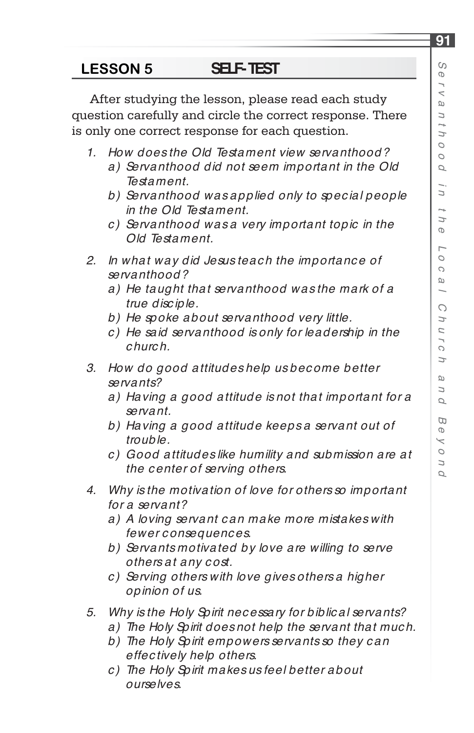## LESSON 5 SELF-TEST

After studying the lesson, please read each study question carefully and circle the correct response. There is only one correct response for each question.

1. *How does the Old Testament view servanthood?*
   - *a) Servanthood did not seem important in the Old Testament.*
   - *b) Servanthood was applied only to special people in the Old Testament.*
   - *c) Servanthood was a very important topic in the Old Testament.*

2. *In what way did Jesus teach the importance of servanthood?*
   - *a) He taught that servanthood was the mark of a true disciple.*
   - *b) He spoke about servanthood very little.*
   - *c) He said servanthood is only for leadership in the church.*

3. *How do good attitudes help us become better servants?*
   - *a) Having a good attitude is not that important for a servant.*
   - *b) Having a good attitude keeps a servant out of trouble.*
   - *c) Good attitudes like humility and submission are at the center of serving others.*

4. *Why is the motivation of love for others so important for a servant?*
   - *a) A loving servant can make more mistakes with fewer consequences.*
   - *b) Servants motivated by love are willing to serve others at any cost.*
   - *c) Serving others with love gives others a higher opinion of us.*

5. *Why is the Holy Spirit necessary for biblical servants?*
   - *a) The Holy Spirit does not help the servant that much.*
   - *b) The Holy Spirit empowers servants so they can effectively help others.*
   - *c) The Holy Spirit makes us feel better about ourselves.*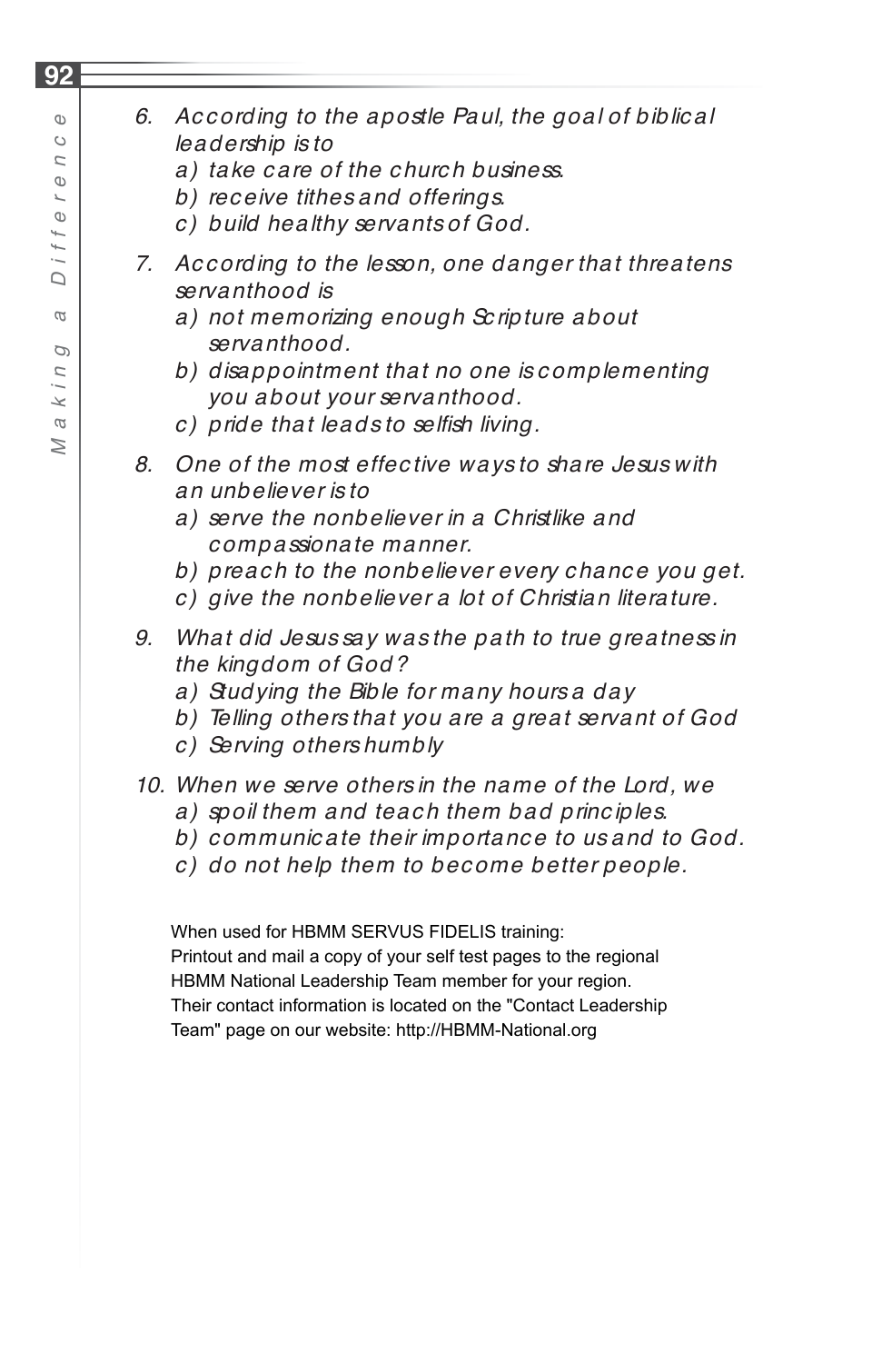6. *According to the apostle Paul, the goal of biblical leadership is to*
   *a) take care of the church business.*
   *b) receive tithes and offerings.*
   *c) build healthy servants of God.*

7. *According to the lesson, one danger that threatens servanthood is*
   *a) not memorizing enough Scripture about servanthood.*
   *b) disappointment that no one is complementing you about your servanthood.*
   *c) pride that leads to selfish living.*

8. *One of the most effective ways to share Jesus with an unbeliever is to*
   *a) serve the nonbeliever in a Christlike and compassionate manner.*
   *b) preach to the nonbeliever every chance you get.*
   *c) give the nonbeliever a lot of Christian literature.*

9. *What did Jesus say was the path to true greatness in the kingdom of God?*
   *a) Studying the Bible for many hours a day*
   *b) Telling others that you are a great servant of God*
   *c) Serving others humbly*

10. *When we serve others in the name of the Lord, we*
    *a) spoil them and teach them bad principles.*
    *b) communicate their importance to us and to God.*
    *c) do not help them to become better people.*

When used for HBMM SERVUS FIDELIS training:
Printout and mail a copy of your self test pages to the regional HBMM National Leadership Team member for your region.
Their contact information is located on the "Contact Leadership Team" page on our website: http://HBMM-National.org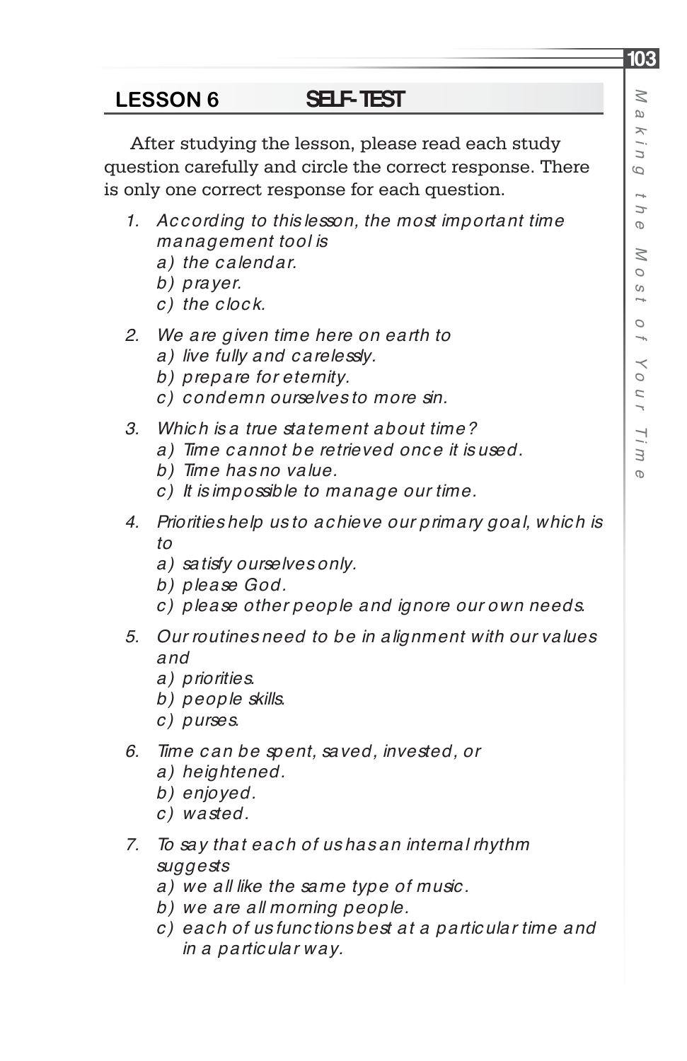## LESSON 6 SELF-TEST

After studying the lesson, please read each study question carefully and circle the correct response. There is only one correct response for each question.

1. *According to this lesson, the most important time management tool is*
   *a) the calendar.*
   *b) prayer.*
   *c) the clock.*

2. *We are given time here on earth to*
   *a) live fully and carelessly.*
   *b) prepare for eternity.*
   *c) condemn ourselves to more sin.*

3. *Which is a true statement about time?*
   *a) Time cannot be retrieved once it is used.*
   *b) Time has no value.*
   *c) It is impossible to manage our time.*

4. *Priorities help us to achieve our primary goal, which is to*
   *a) satisfy ourselves only.*
   *b) please God.*
   *c) please other people and ignore our own needs.*

5. *Our routines need to be in alignment with our values and*
   *a) priorities.*
   *b) people skills.*
   *c) purses.*

6. *Time can be spent, saved, invested, or*
   *a) heightened.*
   *b) enjoyed.*
   *c) wasted.*

7. *To say that each of us has an internal rhythm suggests*
   *a) we all like the same type of music.*
   *b) we are all morning people.*
   *c) each of us functions best at a particular time and in a particular way.*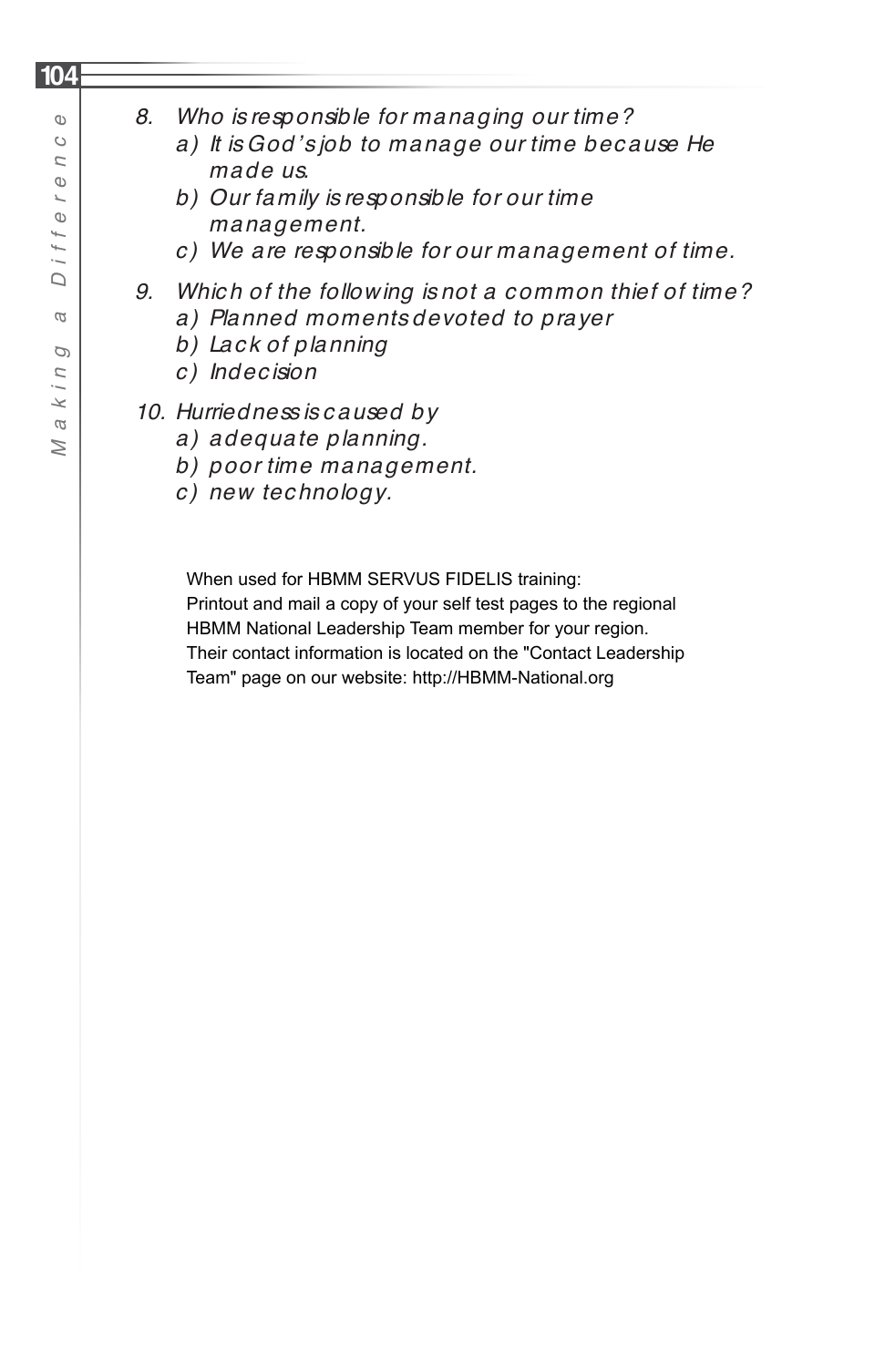8. *Who is responsible for managing our time?*
    a) *It is God's job to manage our time because He made us.*
    b) *Our family is responsible for our time management.*
    c) *We are responsible for our management of time.*

9. *Which of the following is not a common thief of time?*
    a) *Planned moments devoted to prayer*
    b) *Lack of planning*
    c) *Indecision*

10. *Hurriedness is caused by*
    a) *adequate planning.*
    b) *poor time management.*
    c) *new technology.*

When used for HBMM SERVUS FIDELIS training:
Printout and mail a copy of your self test pages to the regional HBMM National Leadership Team member for your region. Their contact information is located on the "Contact Leadership Team" page on our website: http://HBMM-National.org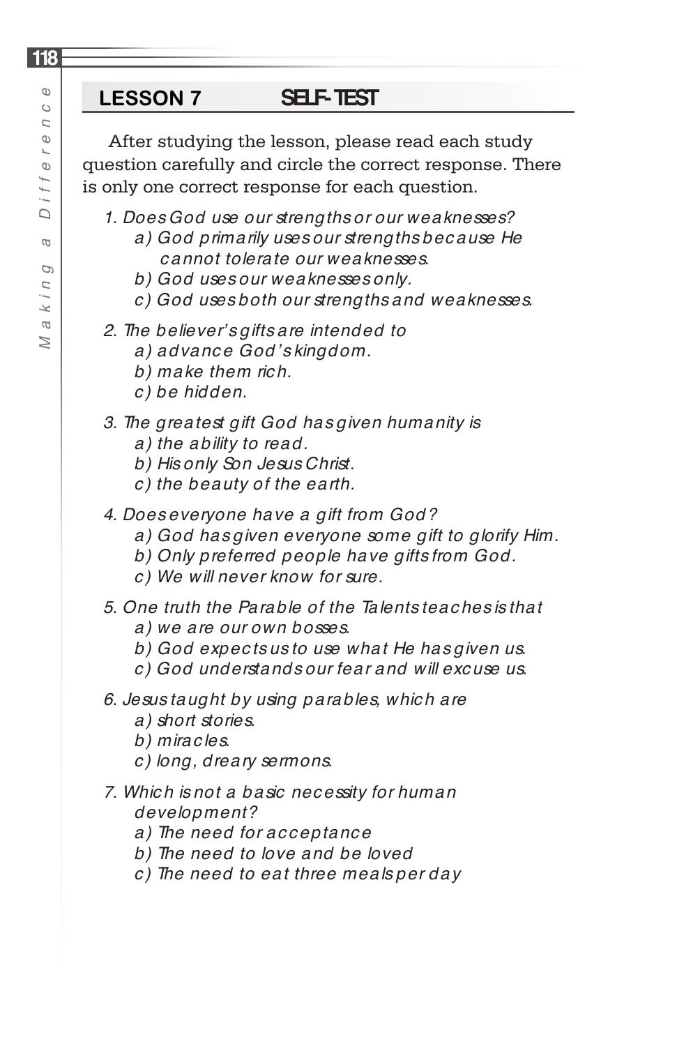## LESSON 7 SELF-TEST

After studying the lesson, please read each study question carefully and circle the correct response. There is only one correct response for each question.

1. *Does God use our strengths or our weaknesses?*
   - *a) God primarily uses our strengths because He cannot tolerate our weaknesses.*
   - *b) God uses our weaknesses only.*
   - *c) God uses both our strengths and weaknesses.*

2. *The believer's gifts are intended to*
   - *a) advance God's kingdom.*
   - *b) make them rich.*
   - *c) be hidden.*

3. *The greatest gift God has given humanity is*
   - *a) the ability to read.*
   - *b) His only Son Jesus Christ.*
   - *c) the beauty of the earth.*

4. *Does everyone have a gift from God?*
   - *a) God has given everyone some gift to glorify Him.*
   - *b) Only preferred people have gifts from God.*
   - *c) We will never know for sure.*

5. *One truth the Parable of the Talents teaches is that*
   - *a) we are our own bosses.*
   - *b) God expects us to use what He has given us.*
   - *c) God understands our fear and will excuse us.*

6. *Jesus taught by using parables, which are*
   - *a) short stories.*
   - *b) miracles.*
   - *c) long, dreary sermons.*

7. *Which is not a basic necessity for human development?*
   - *a) The need for acceptance*
   - *b) The need to love and be loved*
   - *c) The need to eat three meals per day*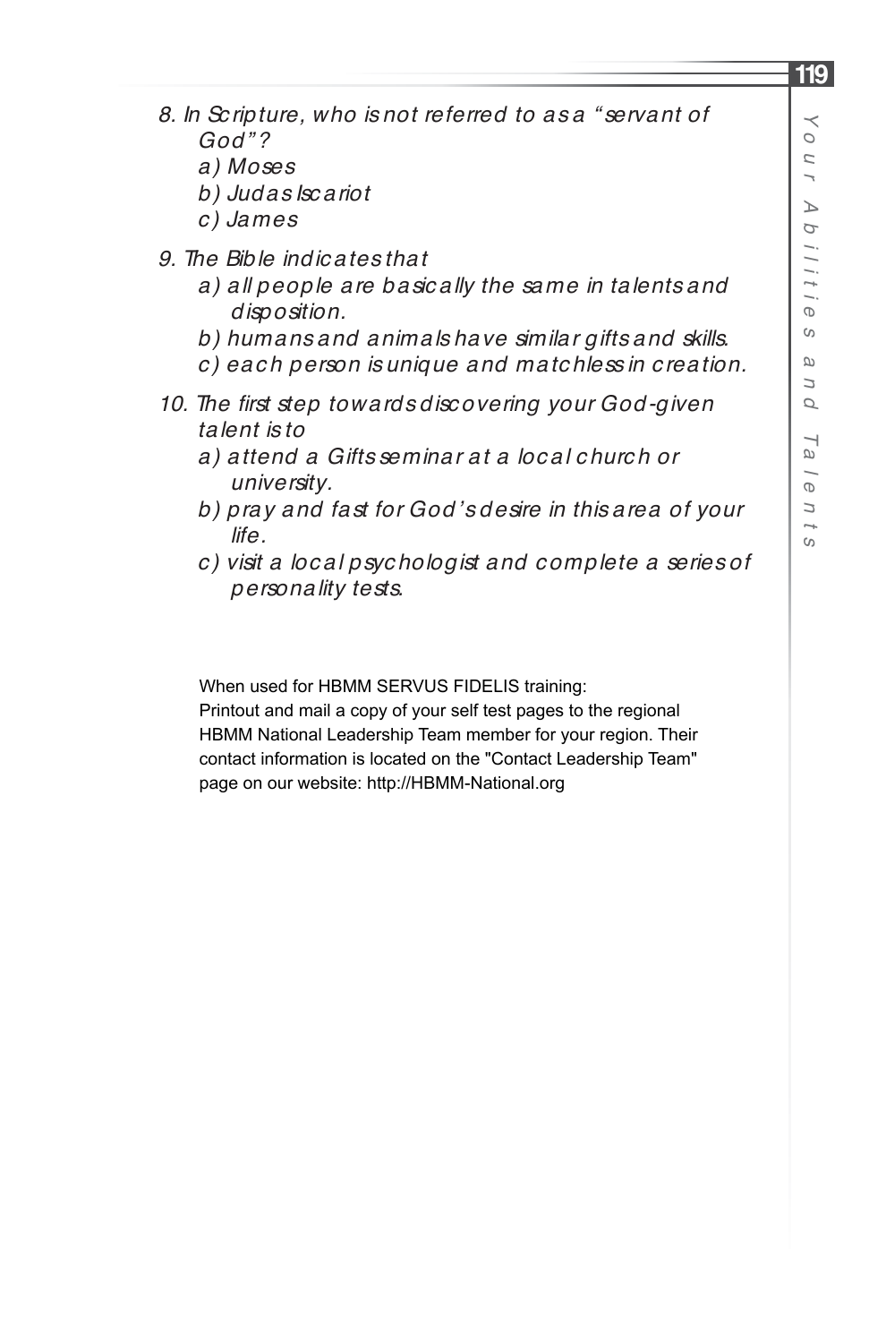8. In Scripture, who is not referred to as a “servant of God”?
    a) Moses
    b) Judas Iscariot
    c) James

9. The Bible indicates that
    a) all people are basically the same in talents and disposition.
    b) humans and animals have similar gifts and skills.
    c) each person is unique and matchless in creation.

10. The first step towards discovering your God-given talent is to
    a) attend a Gifts seminar at a local church or university.
    b) pray and fast for God’s desire in this area of your life.
    c) visit a local psychologist and complete a series of personality tests.

When used for HBMM SERVUS FIDELIS training:
Printout and mail a copy of your self test pages to the regional HBMM National Leadership Team member for your region. Their contact information is located on the "Contact Leadership Team" page on our website: http://HBMM-National.org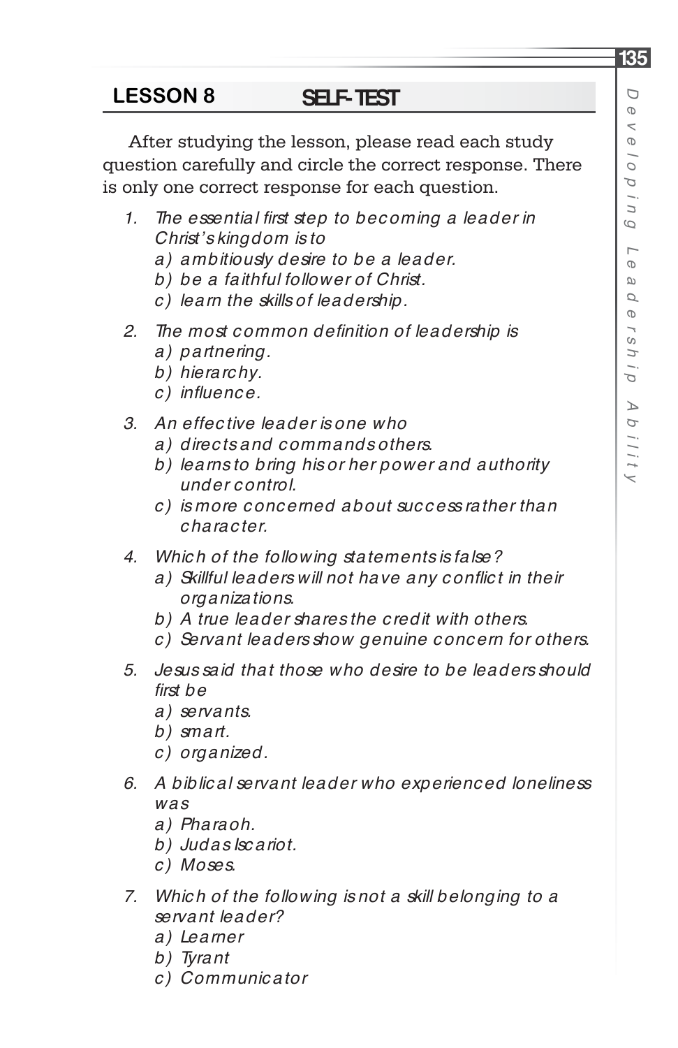## LESSON 8 SELF-TEST

After studying the lesson, please read each study question carefully and circle the correct response. There is only one correct response for each question.

1. *The essential first step to becoming a leader in Christ's kingdom is to*
   *a) ambitiously desire to be a leader.*
   *b) be a faithful follower of Christ.*
   *c) learn the skills of leadership.*

2. *The most common definition of leadership is*
   *a) partnering.*
   *b) hierarchy.*
   *c) influence.*

3. *An effective leader is one who*
   *a) directs and commands others.*
   *b) learns to bring his or her power and authority under control.*
   *c) is more concerned about success rather than character.*

4. *Which of the following statements is false?*
   *a) Skillful leaders will not have any conflict in their organizations.*
   *b) A true leader shares the credit with others.*
   *c) Servant leaders show genuine concern for others.*

5. *Jesus said that those who desire to be leaders should first be*
   *a) servants.*
   *b) smart.*
   *c) organized.*

6. *A biblical servant leader who experienced loneliness was*
   *a) Pharaoh.*
   *b) Judas Iscariot.*
   *c) Moses.*

7. *Which of the following is not a skill belonging to a servant leader?*
   *a) Learner*
   *b) Tyrant*
   *c) Communicator*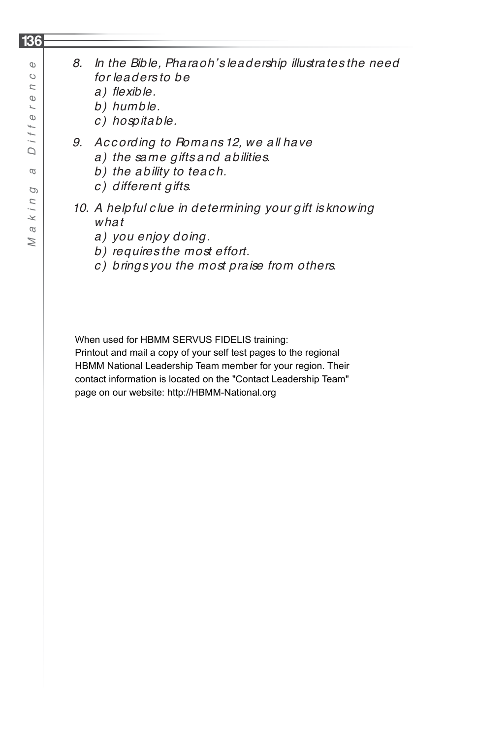*8. In the Bible, Pharaoh's leadership illustrates the need for leaders to be*

*a) flexible.*

*b) humble.*

*c) hospitable.*

*9. According to Romans 12, we all have*

*a) the same gifts and abilities.*

*b) the ability to teach.*

*c) different gifts.*

*10. A helpful clue in determining your gift is knowing what*

*a) you enjoy doing.*

*b) requires the most effort.*

*c) brings you the most praise from others.*

When used for HBMM SERVUS FIDELIS training:
Printout and mail a copy of your self test pages to the regional HBMM National Leadership Team member for your region. Their contact information is located on the "Contact Leadership Team" page on our website: http://HBMM-National.org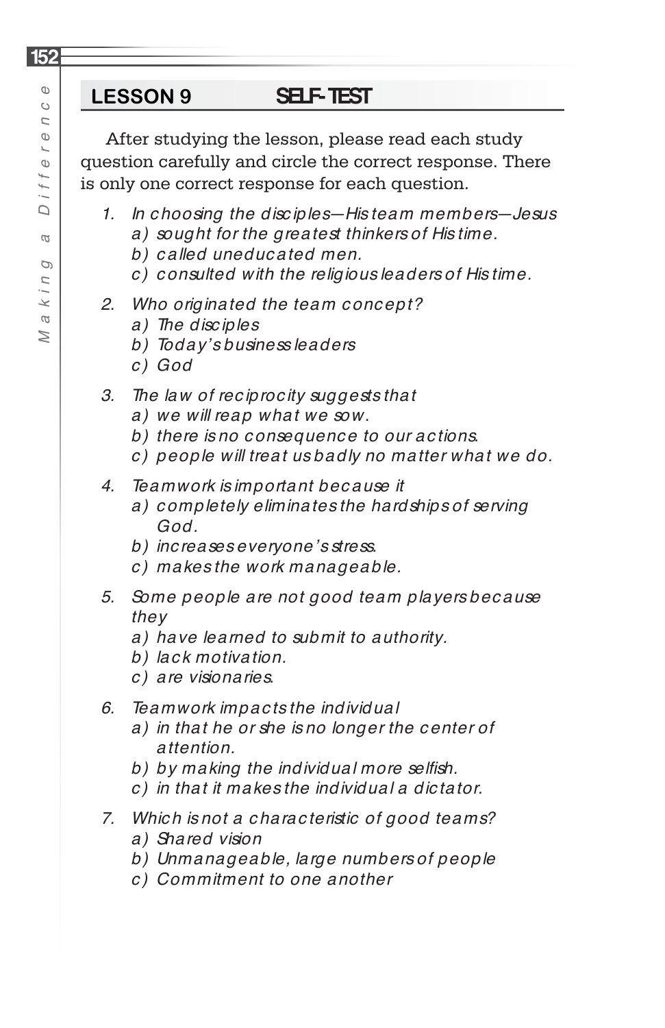## LESSON 9 SELF-TEST

After studying the lesson, please read each study question carefully and circle the correct response. There is only one correct response for each question.

1. *In choosing the disciples—His team members—Jesus*
   - *a) sought for the greatest thinkers of His time.*
   - *b) called uneducated men.*
   - *c) consulted with the religious leaders of His time.*

2. *Who originated the team concept?*
   - *a) The disciples*
   - *b) Today's business leaders*
   - *c) God*

3. *The law of reciprocity suggests that*
   - *a) we will reap what we sow.*
   - *b) there is no consequence to our actions.*
   - *c) people will treat us badly no matter what we do.*

4. *Teamwork is important because it*
   - *a) completely eliminates the hardships of serving God.*
   - *b) increases everyone's stress.*
   - *c) makes the work manageable.*

5. *Some people are not good team players because they*
   - *a) have learned to submit to authority.*
   - *b) lack motivation.*
   - *c) are visionaries.*

6. *Teamwork impacts the individual*
   - *a) in that he or she is no longer the center of attention.*
   - *b) by making the individual more selfish.*
   - *c) in that it makes the individual a dictator.*

7. *Which is not a characteristic of good teams?*
   - *a) Shared vision*
   - *b) Unmanageable, large numbers of people*
   - *c) Commitment to one another*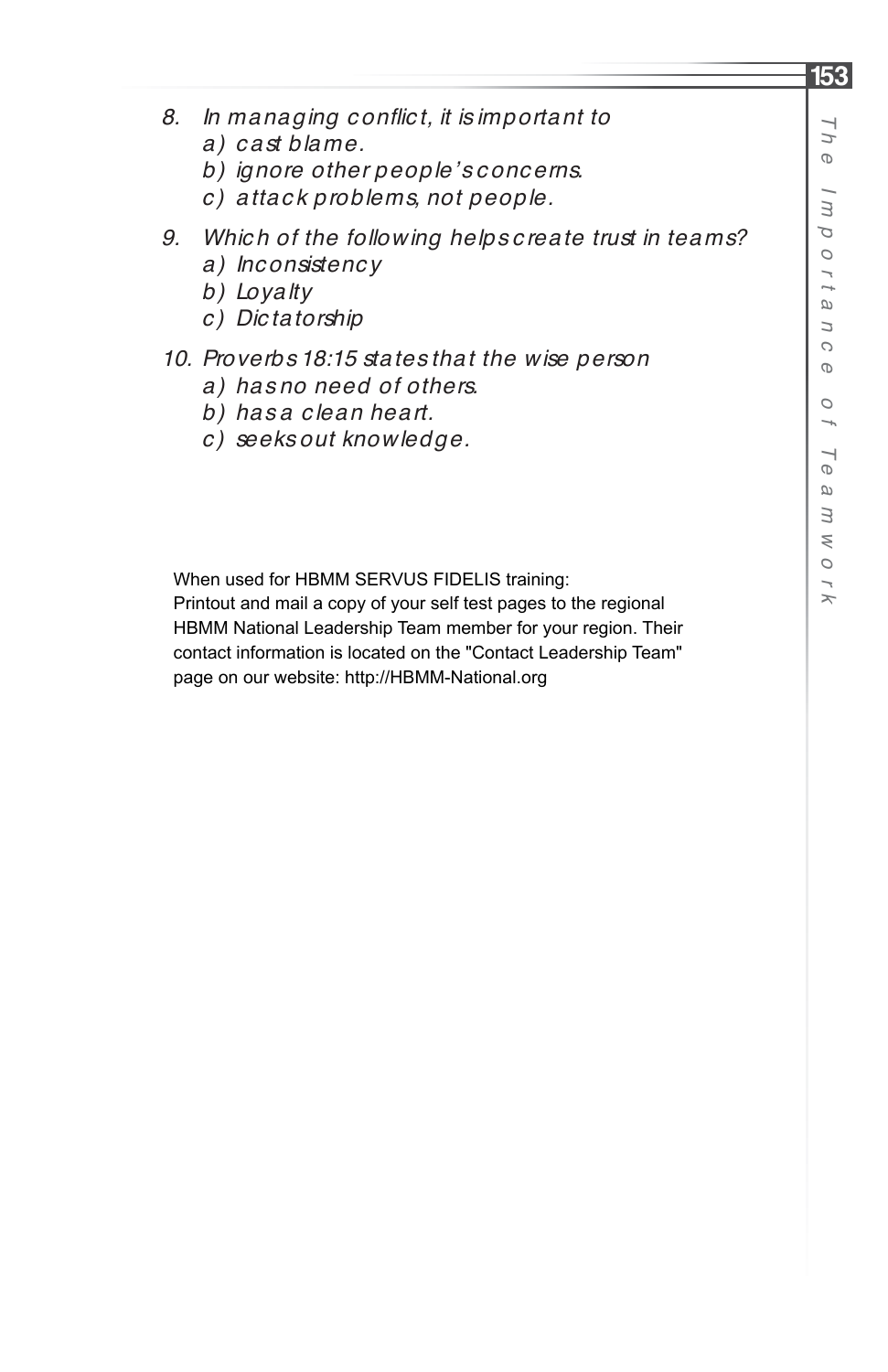8. *In managing conflict, it is important to*
    a) *cast blame.*
    b) *ignore other people's concerns.*
    c) *attack problems, not people.*

9. *Which of the following helps create trust in teams?*
    a) *Inconsistency*
    b) *Loyalty*
    c) *Dictatorship*

10. *Proverbs 18:15 states that the wise person*
    a) *has no need of others.*
    b) *has a clean heart.*
    c) *seeks out knowledge.*

When used for HBMM SERVUS FIDELIS training:
Printout and mail a copy of your self test pages to the regional HBMM National Leadership Team member for your region. Their contact information is located on the "Contact Leadership Team" page on our website: http://HBMM-National.org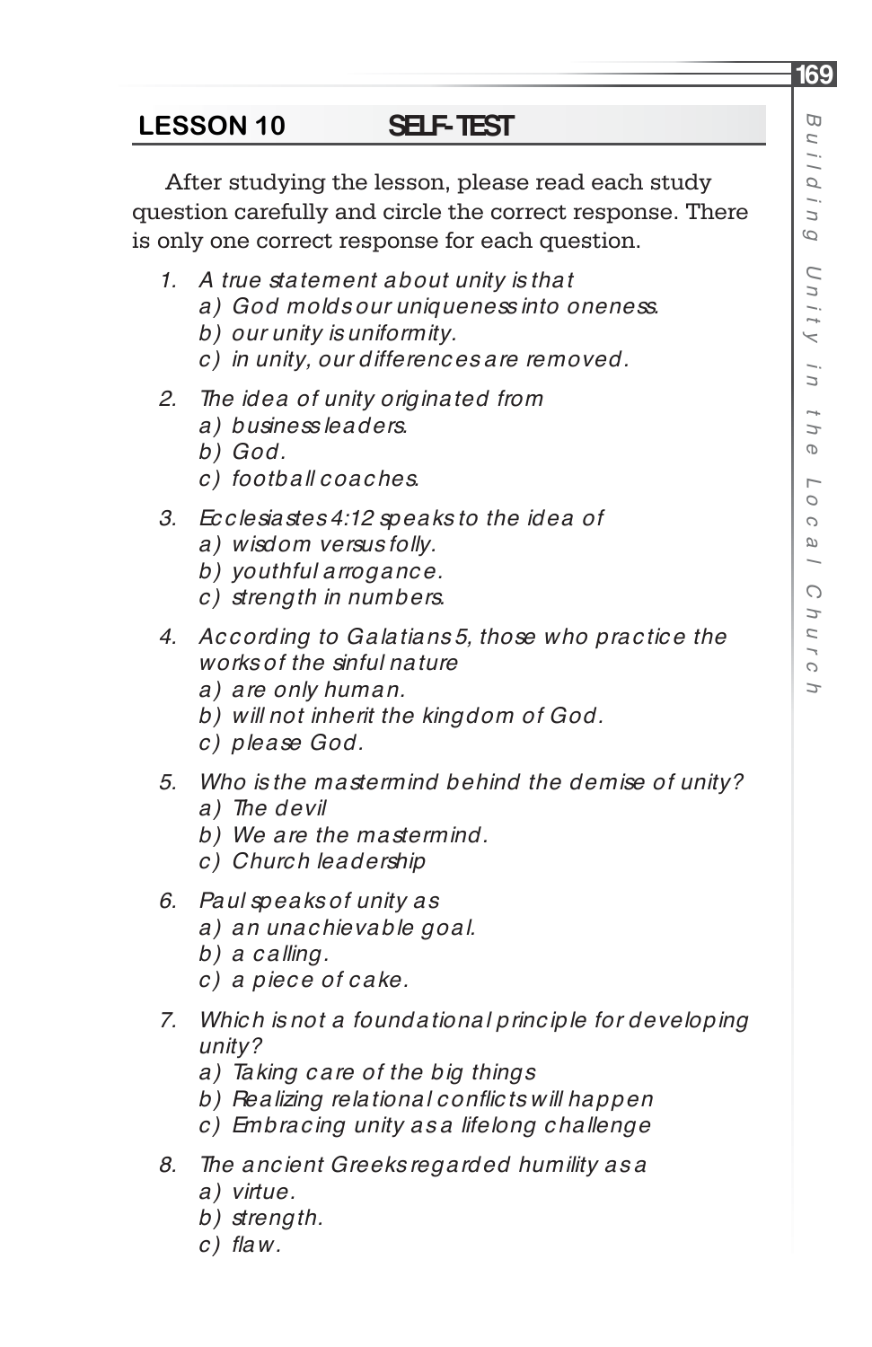## LESSON 10 SELF-TEST

After studying the lesson, please read each study question carefully and circle the correct response. There is only one correct response for each question.

1. *A true statement about unity is that*
   - *a) God molds our uniqueness into oneness.*
   - *b) our unity is uniformity.*
   - *c) in unity, our differences are removed.*
2. *The idea of unity originated from*
   - *a) business leaders.*
   - *b) God.*
   - *c) football coaches.*
3. *Ecclesiastes 4:12 speaks to the idea of*
   - *a) wisdom versus folly.*
   - *b) youthful arrogance.*
   - *c) strength in numbers.*
4. *According to Galatians 5, those who practice the works of the sinful nature*
   - *a) are only human.*
   - *b) will not inherit the kingdom of God.*
   - *c) please God.*
5. *Who is the mastermind behind the demise of unity?*
   - *a) The devil*
   - *b) We are the mastermind.*
   - *c) Church leadership*
6. *Paul speaks of unity as*
   - *a) an unachievable goal.*
   - *b) a calling.*
   - *c) a piece of cake.*
7. *Which is not a foundational principle for developing unity?*
   - *a) Taking care of the big things*
   - *b) Realizing relational conflicts will happen*
   - *c) Embracing unity as a lifelong challenge*
8. *The ancient Greeks regarded humility as a*
   - *a) virtue.*
   - *b) strength.*
   - *c) flaw.*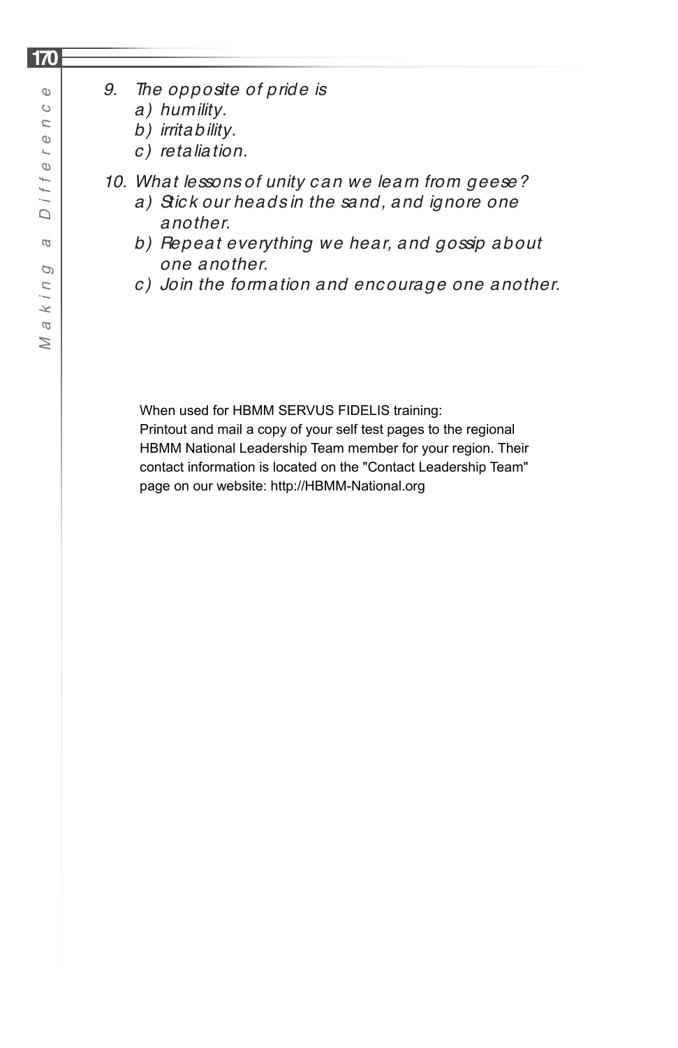9. *The opposite of pride is*
   a) *humility.*
   b) *irritability.*
   c) *retaliation.*

10. *What lessons of unity can we learn from geese?*
    a) *Stick our heads in the sand, and ignore one another.*
    b) *Repeat everything we hear, and gossip about one another.*
    c) *Join the formation and encourage one another.*

When used for HBMM SERVUS FIDELIS training:
Printout and mail a copy of your self test pages to the regional HBMM National Leadership Team member for your region. Their contact information is located on the "Contact Leadership Team" page on our website: http://HBMM-National.org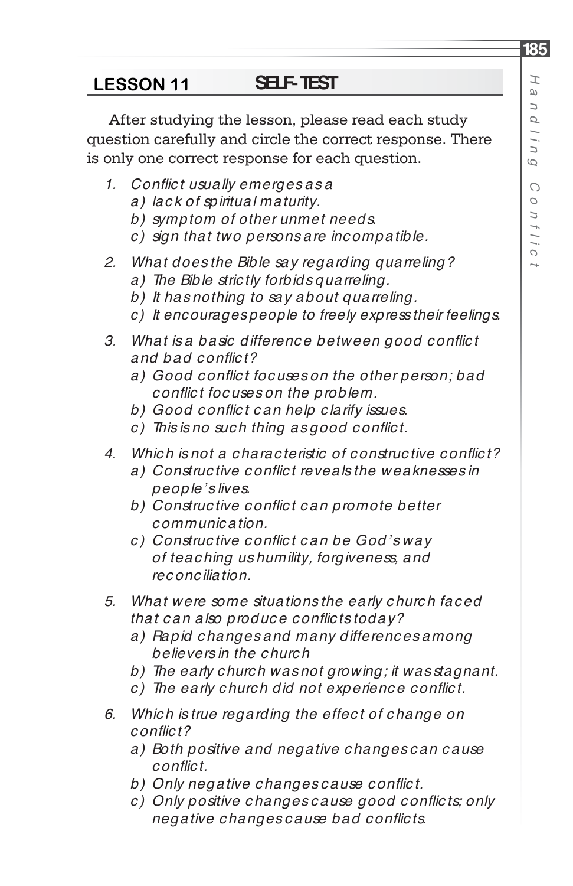## LESSON 11 SELF-TEST

After studying the lesson, please read each study question carefully and circle the correct response. There is only one correct response for each question.

1. *Conflict usually emerges as a*
   *a) lack of spiritual maturity.*
   *b) symptom of other unmet needs.*
   *c) sign that two persons are incompatible.*

2. *What does the Bible say regarding quarreling?*
   *a) The Bible strictly forbids quarreling.*
   *b) It has nothing to say about quarreling.*
   *c) It encourages people to freely express their feelings.*

3. *What is a basic difference between good conflict and bad conflict?*
   *a) Good conflict focuses on the other person; bad conflict focuses on the problem.*
   *b) Good conflict can help clarify issues.*
   *c) This is no such thing as good conflict.*

4. *Which is not a characteristic of constructive conflict?*
   *a) Constructive conflict reveals the weaknesses in people's lives.*
   *b) Constructive conflict can promote better communication.*
   *c) Constructive conflict can be God's way of teaching us humility, forgiveness, and reconciliation.*

5. *What were some situations the early church faced that can also produce conflicts today?*
   *a) Rapid changes and many differences among believers in the church*
   *b) The early church was not growing; it was stagnant.*
   *c) The early church did not experience conflict.*

6. *Which is true regarding the effect of change on conflict?*
   *a) Both positive and negative changes can cause conflict.*
   *b) Only negative changes cause conflict.*
   *c) Only positive changes cause good conflicts; only negative changes cause bad conflicts.*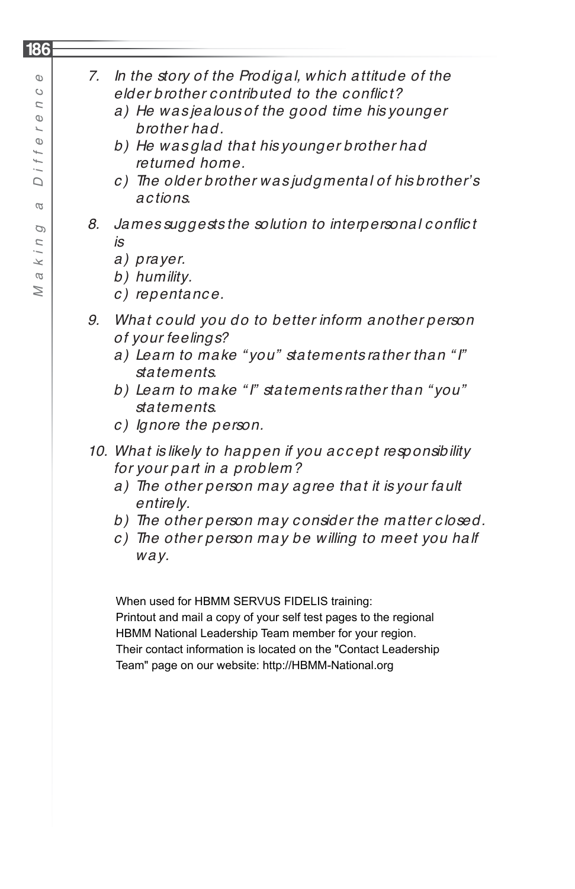*7. In the story of the Prodigal, which attitude of the elder brother contributed to the conflict?*

*a) He was jealous of the good time his younger brother had.*

*b) He was glad that his younger brother had returned home.*

*c) The older brother was judgmental of his brother's actions.*

*8. James suggests the solution to interpersonal conflict is*

*a) prayer.*

*b) humility.*

*c) repentance.*

*9. What could you do to better inform another person of your feelings?*

*a) Learn to make "you" statements rather than "I" statements.*

*b) Learn to make "I" statements rather than "you" statements.*

*c) Ignore the person.*

*10. What is likely to happen if you accept responsibility for your part in a problem?*

*a) The other person may agree that it is your fault entirely.*

*b) The other person may consider the matter closed.*

*c) The other person may be willing to meet you half way.*

When used for HBMM SERVUS FIDELIS training:
Printout and mail a copy of your self test pages to the regional HBMM National Leadership Team member for your region.
Their contact information is located on the "Contact Leadership Team" page on our website: http://HBMM-National.org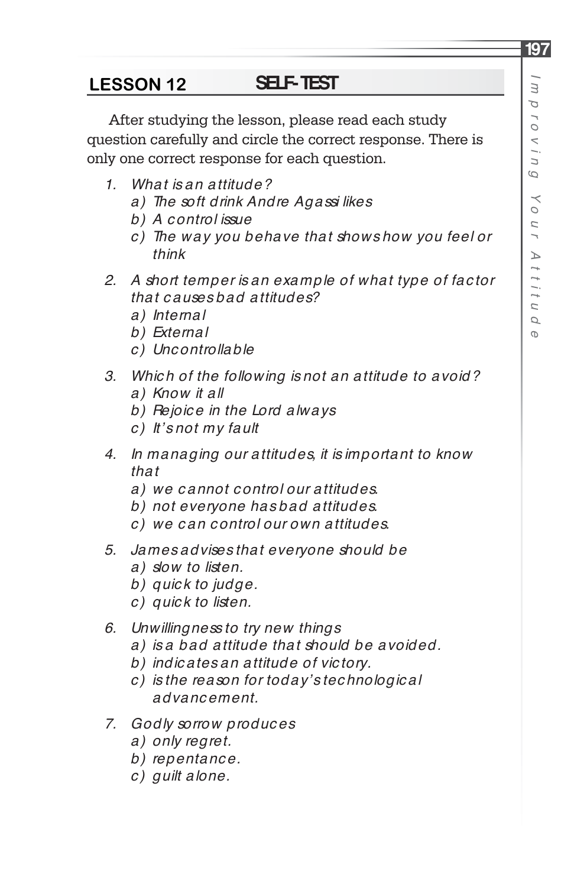## LESSON 12 SELF-TEST

After studying the lesson, please read each study question carefully and circle the correct response. There is only one correct response for each question.

1. *What is an attitude?*
   - *a) The soft drink Andre Agassi likes*
   - *b) A control issue*
   - *c) The way you behave that shows how you feel or think*

2. *A short temper is an example of what type of factor that causes bad attitudes?*
   - *a) Internal*
   - *b) External*
   - *c) Uncontrollable*

3. *Which of the following is not an attitude to avoid?*
   - *a) Know it all*
   - *b) Rejoice in the Lord always*
   - *c) It's not my fault*

4. *In managing our attitudes, it is important to know that*
   - *a) we cannot control our attitudes.*
   - *b) not everyone has bad attitudes.*
   - *c) we can control our own attitudes.*

5. *James advises that everyone should be*
   - *a) slow to listen.*
   - *b) quick to judge.*
   - *c) quick to listen.*

6. *Unwillingness to try new things*
   - *a) is a bad attitude that should be avoided.*
   - *b) indicates an attitude of victory.*
   - *c) is the reason for today's technological advancement.*

7. *Godly sorrow produces*
   - *a) only regret.*
   - *b) repentance.*
   - *c) guilt alone.*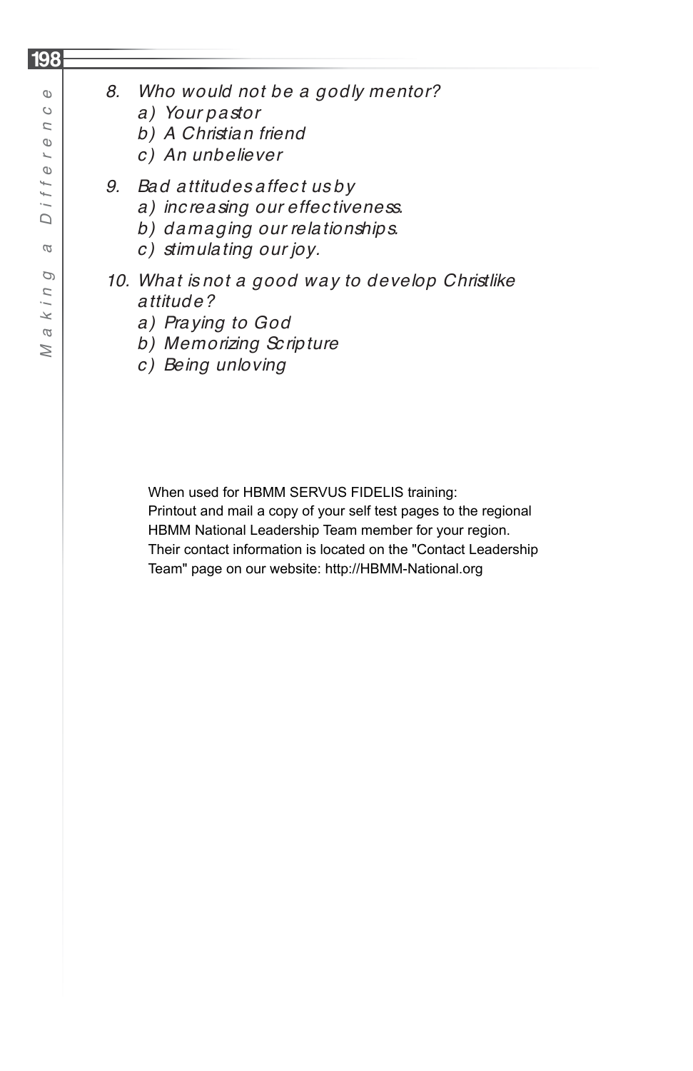8. *Who would not be a godly mentor?*
   *a) Your pastor*
   *b) A Christian friend*
   *c) An unbeliever*

9. *Bad attitudes affect us by*
   *a) increasing our effectiveness.*
   *b) damaging our relationships.*
   *c) stimulating our joy.*

10. *What is not a good way to develop Christlike attitude?*
    *a) Praying to God*
    *b) Memorizing Scripture*
    *c) Being unloving*

When used for HBMM SERVUS FIDELIS training:
Printout and mail a copy of your self test pages to the regional HBMM National Leadership Team member for your region. Their contact information is located on the "Contact Leadership Team" page on our website: http://HBMM-National.org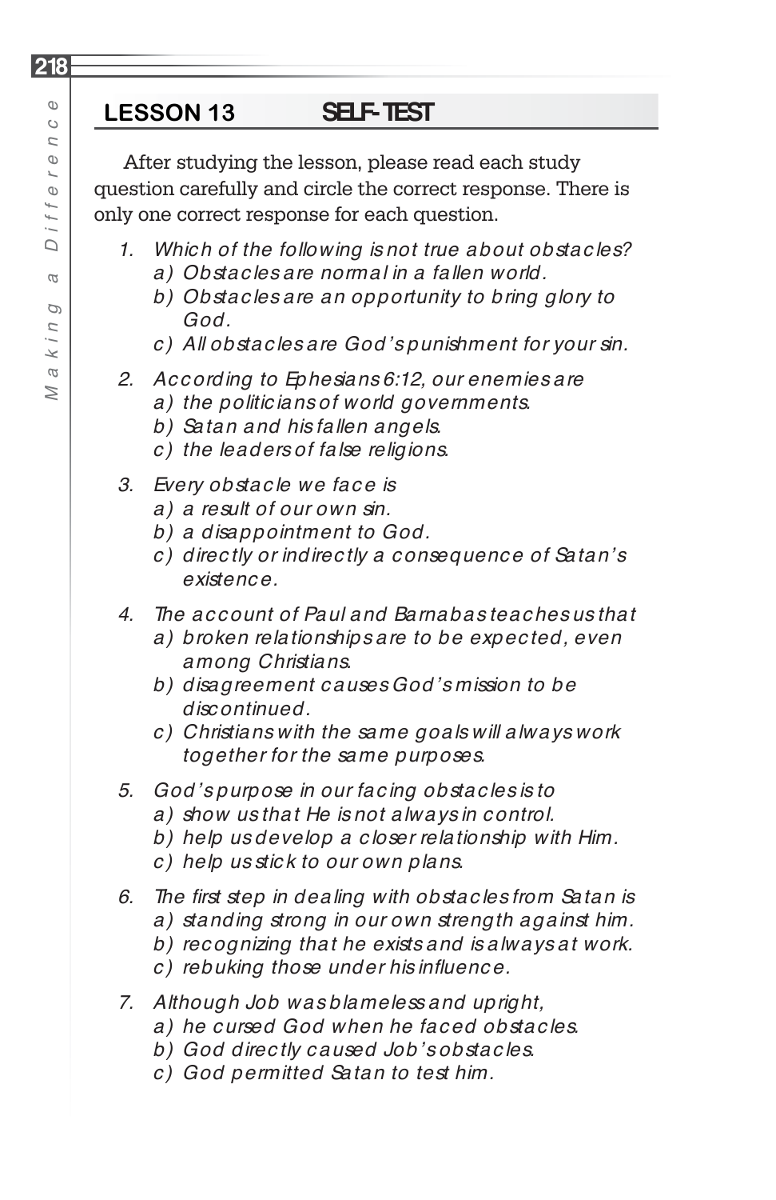## LESSON 13 SELF-TEST

After studying the lesson, please read each study question carefully and circle the correct response. There is only one correct response for each question.

1. *Which of the following is not true about obstacles?*
   *a) Obstacles are normal in a fallen world.*
   *b) Obstacles are an opportunity to bring glory to God.*
   *c) All obstacles are God's punishment for your sin.*

2. *According to Ephesians 6:12, our enemies are*
   *a) the politicians of world governments.*
   *b) Satan and his fallen angels.*
   *c) the leaders of false religions.*

3. *Every obstacle we face is*
   *a) a result of our own sin.*
   *b) a disappointment to God.*
   *c) directly or indirectly a consequence of Satan's existence.*

4. *The account of Paul and Barnabas teaches us that*
   *a) broken relationships are to be expected, even among Christians.*
   *b) disagreement causes God's mission to be discontinued.*
   *c) Christians with the same goals will always work together for the same purposes.*

5. *God's purpose in our facing obstacles is to*
   *a) show us that He is not always in control.*
   *b) help us develop a closer relationship with Him.*
   *c) help us stick to our own plans.*

6. *The first step in dealing with obstacles from Satan is*
   *a) standing strong in our own strength against him.*
   *b) recognizing that he exists and is always at work.*
   *c) rebuking those under his influence.*

7. *Although Job was blameless and upright,*
   *a) he cursed God when he faced obstacles.*
   *b) God directly caused Job's obstacles.*
   *c) God permitted Satan to test him.*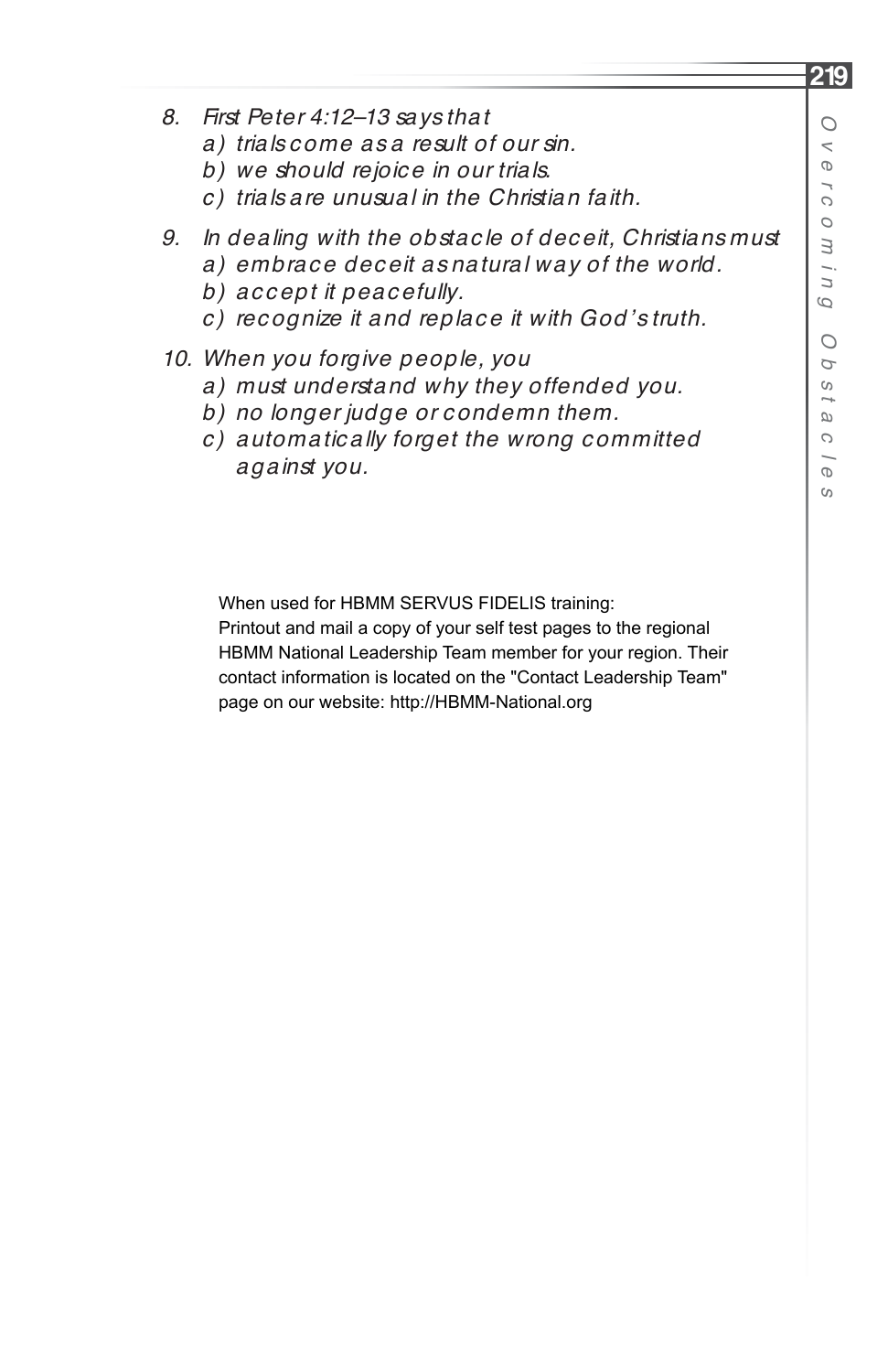8. *First Peter 4:12–13 says that*
   *a) trials come as a result of our sin.*
   *b) we should rejoice in our trials.*
   *c) trials are unusual in the Christian faith.*

9. *In dealing with the obstacle of deceit, Christians must*
   *a) embrace deceit as natural way of the world.*
   *b) accept it peacefully.*
   *c) recognize it and replace it with God's truth.*

10. *When you forgive people, you*
    *a) must understand why they offended you.*
    *b) no longer judge or condemn them.*
    *c) automatically forget the wrong committed against you.*

When used for HBMM SERVUS FIDELIS training:
Printout and mail a copy of your self test pages to the regional HBMM National Leadership Team member for your region. Their contact information is located on the "Contact Leadership Team" page on our website: http://HBMM-National.org